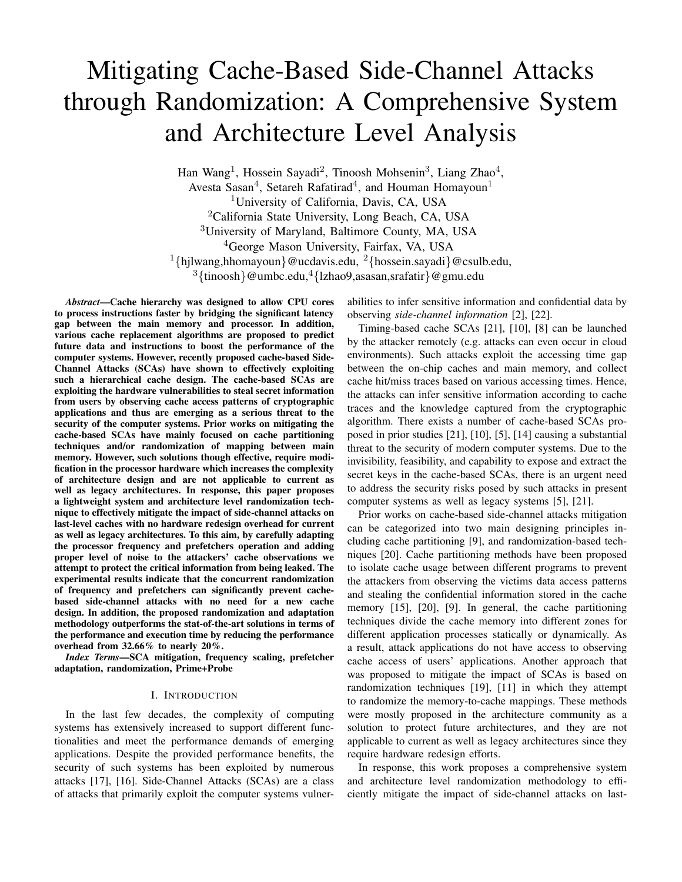# Mitigating Cache-Based Side-Channel Attacks through Randomization: A Comprehensive System and Architecture Level Analysis

Han Wang[1], Hossein Sayadi[2], Tinoosh Mohsenin[3], Liang Zhao[4], Avesta Sasan[4], Setareh Rafatirad[4], and Houman Homayoun[1]

[1]University of California, Davis, CA, USA
[2]California State University, Long Beach, CA, USA
[3]University of Maryland, Baltimore County, MA, USA
[4]George Mason University, Fairfax, VA, USA

[1]{hjlwang,hhomayoun}@ucdavis.edu, [2]{hossein.sayadi}@csulb.edu, [3]{tinoosh}@umbc.edu,[4]{lzhao9,asasan,srafatir}@gmu.edu

***Abstract*—Cache hierarchy was designed to allow CPU cores to process instructions faster by bridging the significant latency gap between the main memory and processor. In addition, various cache replacement algorithms are proposed to predict future data and instructions to boost the performance of the computer systems. However, recently proposed cache-based Side-Channel Attacks (SCAs) have shown to effectively exploiting such a hierarchical cache design. The cache-based SCAs are exploiting the hardware vulnerabilities to steal secret information from users by observing cache access patterns of cryptographic applications and thus are emerging as a serious threat to the security of the computer systems. Prior works on mitigating the cache-based SCAs have mainly focused on cache partitioning techniques and/or randomization of mapping between main memory. However, such solutions though effective, require modification in the processor hardware which increases the complexity of architecture design and are not applicable to current as well as legacy architectures. In response, this paper proposes a lightweight system and architecture level randomization technique to effectively mitigate the impact of side-channel attacks on last-level caches with no hardware redesign overhead for current as well as legacy architectures. To this aim, by carefully adapting the processor frequency and prefetchers operation and adding proper level of noise to the attackers' cache observations we attempt to protect the critical information from being leaked. The experimental results indicate that the concurrent randomization of frequency and prefetchers can significantly prevent cache-based side-channel attacks with no need for a new cache design. In addition, the proposed randomization and adaptation methodology outperforms the stat-of-the-art solutions in terms of the performance and execution time by reducing the performance overhead from 32.66% to nearly 20%.**

***Index Terms*—SCA mitigation, frequency scaling, prefetcher adaptation, randomization, Prime+Probe**

## I. Introduction

In the last few decades, the complexity of computing systems has extensively increased to support different functionalities and meet the performance demands of emerging applications. Despite the provided performance benefits, the security of such systems has been exploited by numerous attacks [17], [16]. Side-Channel Attacks (SCAs) are a class of attacks that primarily exploit the computer systems vulnerabilities to infer sensitive information and confidential data by observing *side-channel information* [2], [22].

Timing-based cache SCAs [21], [10], [8] can be launched by the attacker remotely (e.g. attacks can even occur in cloud environments). Such attacks exploit the accessing time gap between the on-chip caches and main memory, and collect cache hit/miss traces based on various accessing times. Hence, the attacks can infer sensitive information according to cache traces and the knowledge captured from the cryptographic algorithm. There exists a number of cache-based SCAs proposed in prior studies [21], [10], [5], [14] causing a substantial threat to the security of modern computer systems. Due to the invisibility, feasibility, and capability to expose and extract the secret keys in the cache-based SCAs, there is an urgent need to address the security risks posed by such attacks in present computer systems as well as legacy systems [5], [21].

Prior works on cache-based side-channel attacks mitigation can be categorized into two main designing principles including cache partitioning [9], and randomization-based techniques [20]. Cache partitioning methods have been proposed to isolate cache usage between different programs to prevent the attackers from observing the victims data access patterns and stealing the confidential information stored in the cache memory [15], [20], [9]. In general, the cache partitioning techniques divide the cache memory into different zones for different application processes statically or dynamically. As a result, attack applications do not have access to observing cache access of users' applications. Another approach that was proposed to mitigate the impact of SCAs is based on randomization techniques [19], [11] in which they attempt to randomize the memory-to-cache mappings. These methods were mostly proposed in the architecture community as a solution to protect future architectures, and they are not applicable to current as well as legacy architectures since they require hardware redesign efforts.

In response, this work proposes a comprehensive system and architecture level randomization methodology to efficiently mitigate the impact of side-channel attacks on last-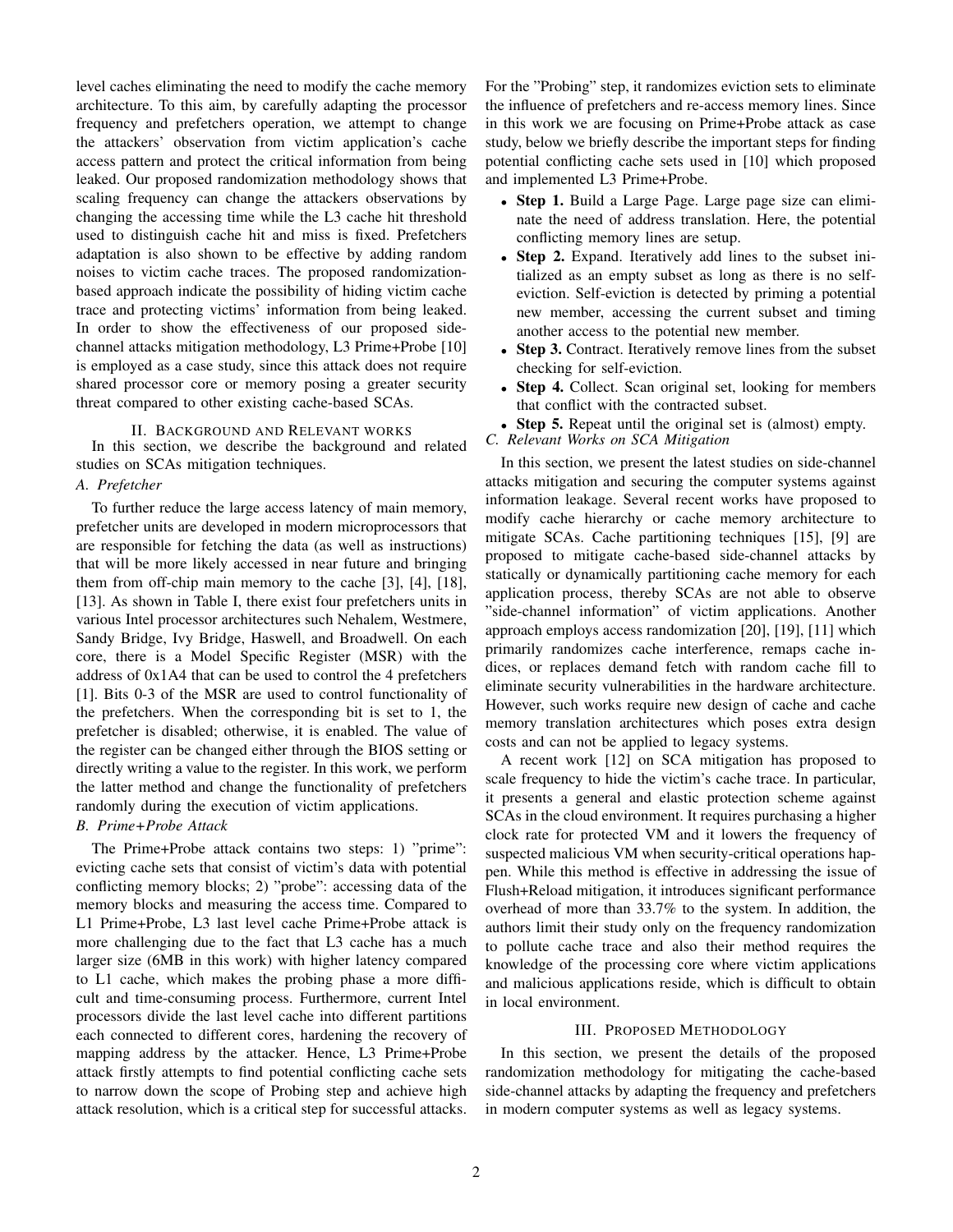level caches eliminating the need to modify the cache memory architecture. To this aim, by carefully adapting the processor frequency and prefetchers operation, we attempt to change the attackers' observation from victim application's cache access pattern and protect the critical information from being leaked. Our proposed randomization methodology shows that scaling frequency can change the attackers observations by changing the accessing time while the L3 cache hit threshold used to distinguish cache hit and miss is fixed. Prefetchers adaptation is also shown to be effective by adding random noises to victim cache traces. The proposed randomization-based approach indicate the possibility of hiding victim cache trace and protecting victims' information from being leaked. In order to show the effectiveness of our proposed side-channel attacks mitigation methodology, L3 Prime+Probe [10] is employed as a case study, since this attack does not require shared processor core or memory posing a greater security threat compared to other existing cache-based SCAs.

## II. Background and Relevant works

In this section, we describe the background and related studies on SCAs mitigation techniques.

### A. Prefetcher

To further reduce the large access latency of main memory, prefetcher units are developed in modern microprocessors that are responsible for fetching the data (as well as instructions) that will be more likely accessed in near future and bringing them from off-chip main memory to the cache [3], [4], [18], [13]. As shown in Table I, there exist four prefetchers units in various Intel processor architectures such Nehalem, Westmere, Sandy Bridge, Ivy Bridge, Haswell, and Broadwell. On each core, there is a Model Specific Register (MSR) with the address of 0x1A4 that can be used to control the 4 prefetchers [1]. Bits 0-3 of the MSR are used to control functionality of the prefetchers. When the corresponding bit is set to 1, the prefetcher is disabled; otherwise, it is enabled. The value of the register can be changed either through the BIOS setting or directly writing a value to the register. In this work, we perform the latter method and change the functionality of prefetchers randomly during the execution of victim applications.

### B. Prime+Probe Attack

The Prime+Probe attack contains two steps: 1) "prime": evicting cache sets that consist of victim's data with potential conflicting memory blocks; 2) "probe": accessing data of the memory blocks and measuring the access time. Compared to L1 Prime+Probe, L3 last level cache Prime+Probe attack is more challenging due to the fact that L3 cache has a much larger size (6MB in this work) with higher latency compared to L1 cache, which makes the probing phase a more difficult and time-consuming process. Furthermore, current Intel processors divide the last level cache into different partitions each connected to different cores, hardening the recovery of mapping address by the attacker. Hence, L3 Prime+Probe attack firstly attempts to find potential conflicting cache sets to narrow down the scope of Probing step and achieve high attack resolution, which is a critical step for successful attacks. For the "Probing" step, it randomizes eviction sets to eliminate the influence of prefetchers and re-access memory lines. Since in this work we are focusing on Prime+Probe attack as case study, below we briefly describe the important steps for finding potential conflicting cache sets used in [10] which proposed and implemented L3 Prime+Probe.

- **Step 1.** Build a Large Page. Large page size can eliminate the need of address translation. Here, the potential conflicting memory lines are setup.
- **Step 2.** Expand. Iteratively add lines to the subset initialized as an empty subset as long as there is no self-eviction. Self-eviction is detected by priming a potential new member, accessing the current subset and timing another access to the potential new member.
- **Step 3.** Contract. Iteratively remove lines from the subset checking for self-eviction.
- **Step 4.** Collect. Scan original set, looking for members that conflict with the contracted subset.
- **Step 5.** Repeat until the original set is (almost) empty.

### C. Relevant Works on SCA Mitigation

In this section, we present the latest studies on side-channel attacks mitigation and securing the computer systems against information leakage. Several recent works have proposed to modify cache hierarchy or cache memory architecture to mitigate SCAs. Cache partitioning techniques [15], [9] are proposed to mitigate cache-based side-channel attacks by statically or dynamically partitioning cache memory for each application process, thereby SCAs are not able to observe "side-channel information" of victim applications. Another approach employs access randomization [20], [19], [11] which primarily randomizes cache interference, remaps cache indices, or replaces demand fetch with random cache fill to eliminate security vulnerabilities in the hardware architecture. However, such works require new design of cache and cache memory translation architectures which poses extra design costs and can not be applied to legacy systems.

A recent work [12] on SCA mitigation has proposed to scale frequency to hide the victim's cache trace. In particular, it presents a general and elastic protection scheme against SCAs in the cloud environment. It requires purchasing a higher clock rate for protected VM and it lowers the frequency of suspected malicious VM when security-critical operations happen. While this method is effective in addressing the issue of Flush+Reload mitigation, it introduces significant performance overhead of more than 33.7% to the system. In addition, the authors limit their study only on the frequency randomization to pollute cache trace and also their method requires the knowledge of the processing core where victim applications and malicious applications reside, which is difficult to obtain in local environment.

## III. Proposed Methodology

In this section, we present the details of the proposed randomization methodology for mitigating the cache-based side-channel attacks by adapting the frequency and prefetchers in modern computer systems as well as legacy systems.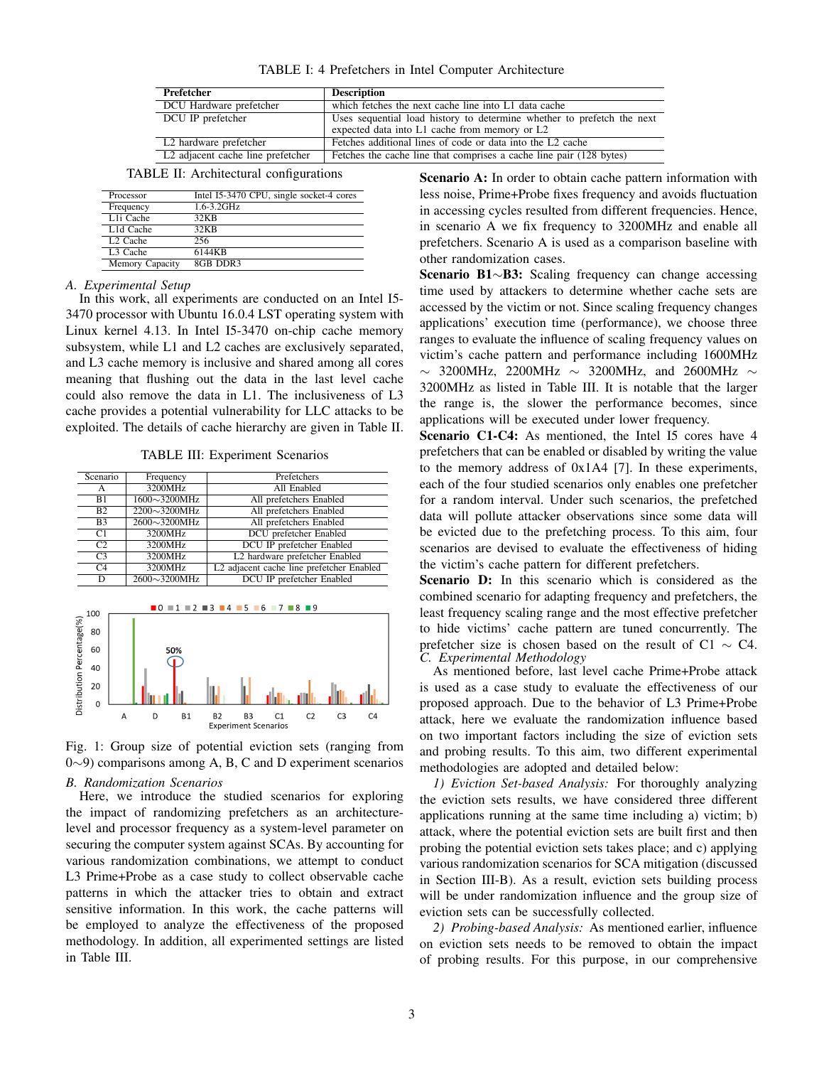TABLE I: 4 Prefetchers in Intel Computer Architecture

| Prefetcher | Description |
|---|---|
| DCU Hardware prefetcher | which fetches the next cache line into L1 data cache |
| DCU IP prefetcher | Uses sequential load history to determine whether to prefetch the next expected data into L1 cache from memory or L2 |
| L2 hardware prefetcher | Fetches additional lines of code or data into the L2 cache |
| L2 adjacent cache line prefetcher | Fetches the cache line that comprises a cache line pair (128 bytes) |

TABLE II: Architectural configurations

| | |
|---|---|
| Processor | Intel I5-3470 CPU, single socket-4 cores |
| Frequency | 1.6-3.2GHz |
| L1i Cache | 32KB |
| L1d Cache | 32KB |
| L2 Cache | 256 |
| L3 Cache | 6144KB |
| Memory Capacity | 8GB DDR3 |

### A. Experimental Setup

In this work, all experiments are conducted on an Intel I5-3470 processor with Ubuntu 16.0.4 LST operating system with Linux kernel 4.13. In Intel I5-3470 on-chip cache memory subsystem, while L1 and L2 caches are exclusively separated, and L3 cache memory is inclusive and shared among all cores meaning that flushing out the data in the last level cache could also remove the data in L1. The inclusiveness of L3 cache provides a potential vulnerability for LLC attacks to be exploited. The details of cache hierarchy are given in Table II.

TABLE III: Experiment Scenarios

| Scenario | Frequency | Prefetchers |
|---|---|---|
| A | 3200MHz | All Enabled |
| B1 | 1600∼3200MHz | All prefetchers Enabled |
| B2 | 2200∼3200MHz | All prefetchers Enabled |
| B3 | 2600∼3200MHz | All prefetchers Enabled |
| C1 | 3200MHz | DCU prefetcher Enabled |
| C2 | 3200MHz | DCU IP prefetcher Enabled |
| C3 | 3200MHz | L2 hardware prefetcher Enabled |
| C4 | 3200MHz | L2 adjacent cache line prefetcher Enabled |
| D | 2600∼3200MHz | DCU IP prefetcher Enabled |

Fig. 1: Group size of potential eviction sets (ranging from 0∼9) comparisons among A, B, C and D experiment scenarios

### B. Randomization Scenarios

Here, we introduce the studied scenarios for exploring the impact of randomizing prefetchers as an architecture-level and processor frequency as a system-level parameter on securing the computer system against SCAs. By accounting for various randomization combinations, we attempt to conduct L3 Prime+Probe as a case study to collect observable cache patterns in which the attacker tries to obtain and extract sensitive information. In this work, the cache patterns will be employed to analyze the effectiveness of the proposed methodology. In addition, all experimented settings are listed in Table III.

**Scenario A:** In order to obtain cache pattern information with less noise, Prime+Probe fixes frequency and avoids fluctuation in accessing cycles resulted from different frequencies. Hence, in scenario A we fix frequency to 3200MHz and enable all prefetchers. Scenario A is used as a comparison baseline with other randomization cases.

**Scenario B1∼B3:** Scaling frequency can change accessing time used by attackers to determine whether cache sets are accessed by the victim or not. Since scaling frequency changes applications' execution time (performance), we choose three ranges to evaluate the influence of scaling frequency values on victim's cache pattern and performance including 1600MHz ∼ 3200MHz, 2200MHz ∼ 3200MHz, and 2600MHz ∼ 3200MHz as listed in Table III. It is notable that the larger the range is, the slower the performance becomes, since applications will be executed under lower frequency.

**Scenario C1-C4:** As mentioned, the Intel I5 cores have 4 prefetchers that can be enabled or disabled by writing the value to the memory address of 0x1A4 [7]. In these experiments, each of the four studied scenarios only enables one prefetcher for a random interval. Under such scenarios, the prefetched data will pollute attacker observations since some data will be evicted due to the prefetching process. To this aim, four scenarios are devised to evaluate the effectiveness of hiding the victim's cache pattern for different prefetchers.

**Scenario D:** In this scenario which is considered as the combined scenario for adapting frequency and prefetchers, the least frequency scaling range and the most effective prefetcher to hide victims' cache pattern are tuned concurrently. The prefetcher size is chosen based on the result of C1 ∼ C4.

### C. Experimental Methodology

As mentioned before, last level cache Prime+Probe attack is used as a case study to evaluate the effectiveness of our proposed approach. Due to the behavior of L3 Prime+Probe attack, here we evaluate the randomization influence based on two important factors including the size of eviction sets and probing results. To this aim, two different experimental methodologies are adopted and detailed below:

*1) Eviction Set-based Analysis:* For thoroughly analyzing the eviction sets results, we have considered three different applications running at the same time including a) victim; b) attack, where the potential eviction sets are built first and then probing the potential eviction sets takes place; and c) applying various randomization scenarios for SCA mitigation (discussed in Section III-B). As a result, eviction sets building process will be under randomization influence and the group size of eviction sets can be successfully collected.

*2) Probing-based Analysis:* As mentioned earlier, influence on eviction sets needs to be removed to obtain the impact of probing results. For this purpose, in our comprehensive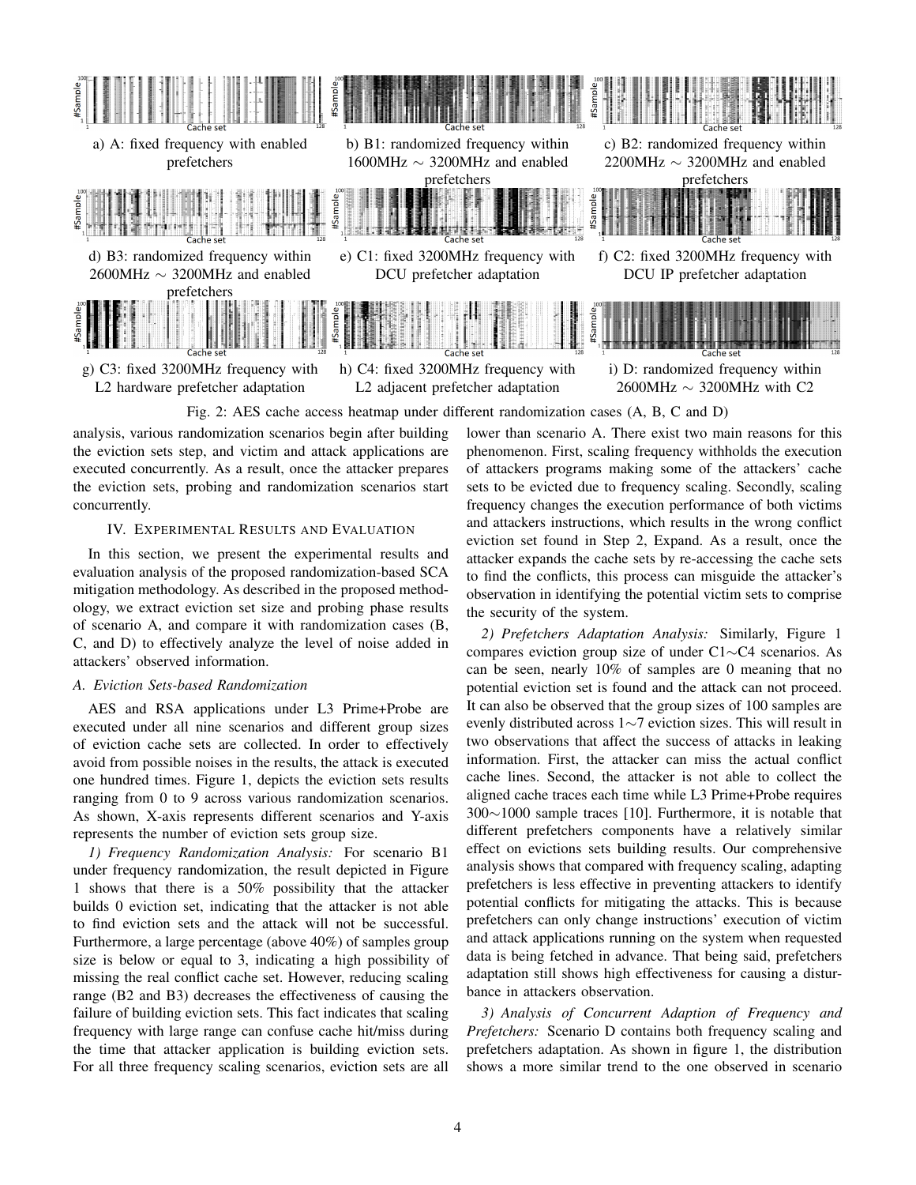a) A: fixed frequency with enabled prefetchers

b) B1: randomized frequency within 1600MHz ∼ 3200MHz and enabled prefetchers

c) B2: randomized frequency within 2200MHz ∼ 3200MHz and enabled prefetchers

d) B3: randomized frequency within 2600MHz ∼ 3200MHz and enabled prefetchers

e) C1: fixed 3200MHz frequency with DCU prefetcher adaptation

f) C2: fixed 3200MHz frequency with DCU IP prefetcher adaptation

g) C3: fixed 3200MHz frequency with L2 hardware prefetcher adaptation

h) C4: fixed 3200MHz frequency with L2 adjacent prefetcher adaptation

i) D: randomized frequency within 2600MHz ∼ 3200MHz with C2

Fig. 2: AES cache access heatmap under different randomization cases (A, B, C and D)

analysis, various randomization scenarios begin after building the eviction sets step, and victim and attack applications are executed concurrently. As a result, once the attacker prepares the eviction sets, probing and randomization scenarios start concurrently.

## IV. Experimental Results and Evaluation

In this section, we present the experimental results and evaluation analysis of the proposed randomization-based SCA mitigation methodology. As described in the proposed methodology, we extract eviction set size and probing phase results of scenario A, and compare it with randomization cases (B, C, and D) to effectively analyze the level of noise added in attackers' observed information.

### A. Eviction Sets-based Randomization

AES and RSA applications under L3 Prime+Probe are executed under all nine scenarios and different group sizes of eviction cache sets are collected. In order to effectively avoid from possible noises in the results, the attack is executed one hundred times. Figure 1, depicts the eviction sets results ranging from 0 to 9 across various randomization scenarios. As shown, X-axis represents different scenarios and Y-axis represents the number of eviction sets group size.

*1) Frequency Randomization Analysis:* For scenario B1 under frequency randomization, the result depicted in Figure 1 shows that there is a 50% possibility that the attacker builds 0 eviction set, indicating that the attacker is not able to find eviction sets and the attack will not be successful. Furthermore, a large percentage (above 40%) of samples group size is below or equal to 3, indicating a high possibility of missing the real conflict cache set. However, reducing scaling range (B2 and B3) decreases the effectiveness of causing the failure of building eviction sets. This fact indicates that scaling frequency with large range can confuse cache hit/miss during the time that attacker application is building eviction sets. For all three frequency scaling scenarios, eviction sets are all lower than scenario A. There exist two main reasons for this phenomenon. First, scaling frequency withholds the execution of attackers programs making some of the attackers' cache sets to be evicted due to frequency scaling. Secondly, scaling frequency changes the execution performance of both victims and attackers instructions, which results in the wrong conflict eviction set found in Step 2, Expand. As a result, once the attacker expands the cache sets by re-accessing the cache sets to find the conflicts, this process can misguide the attacker's observation in identifying the potential victim sets to comprise the security of the system.

*2) Prefetchers Adaptation Analysis:* Similarly, Figure 1 compares eviction group size of under C1∼C4 scenarios. As can be seen, nearly 10% of samples are 0 meaning that no potential eviction set is found and the attack can not proceed. It can also be observed that the group sizes of 100 samples are evenly distributed across 1∼7 eviction sizes. This will result in two observations that affect the success of attacks in leaking information. First, the attacker can miss the actual conflict cache lines. Second, the attacker is not able to collect the aligned cache traces each time while L3 Prime+Probe requires 300∼1000 sample traces [10]. Furthermore, it is notable that different prefetchers components have a relatively similar effect on evictions sets building results. Our comprehensive analysis shows that compared with frequency scaling, adapting prefetchers is less effective in preventing attackers to identify potential conflicts for mitigating the attacks. This is because prefetchers can only change instructions' execution of victim and attack applications running on the system when requested data is being fetched in advance. That being said, prefetchers adaptation still shows high effectiveness for causing a disturbance in attackers observation.

*3) Analysis of Concurrent Adaption of Frequency and Prefetchers:* Scenario D contains both frequency scaling and prefetchers adaptation. As shown in figure 1, the distribution shows a more similar trend to the one observed in scenario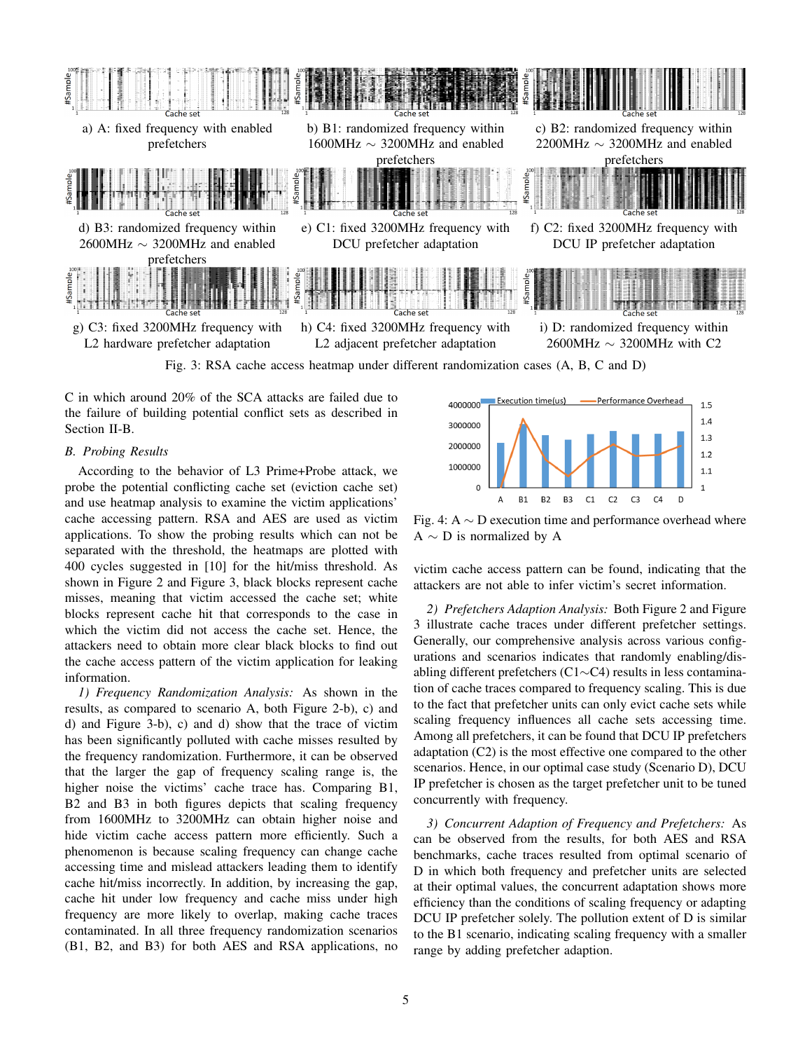a) A: fixed frequency with enabled prefetchers

b) B1: randomized frequency within 1600MHz $\sim$ 3200MHz and enabled prefetchers

c) B2: randomized frequency within 2200MHz $\sim$ 3200MHz and enabled prefetchers

d) B3: randomized frequency within 2600MHz $\sim$ 3200MHz and enabled prefetchers

e) C1: fixed 3200MHz frequency with DCU prefetcher adaptation

f) C2: fixed 3200MHz frequency with DCU IP prefetcher adaptation

g) C3: fixed 3200MHz frequency with L2 hardware prefetcher adaptation

h) C4: fixed 3200MHz frequency with L2 adjacent prefetcher adaptation

i) D: randomized frequency within 2600MHz $\sim$ 3200MHz with C2

Fig. 3: RSA cache access heatmap under different randomization cases (A, B, C and D)

C in which around 20% of the SCA attacks are failed due to the failure of building potential conflict sets as described in Section II-B.

### B. Probing Results

According to the behavior of L3 Prime+Probe attack, we probe the potential conflicting cache set (eviction cache set) and use heatmap analysis to examine the victim applications' cache accessing pattern. RSA and AES are used as victim applications. To show the probing results which can not be separated with the threshold, the heatmaps are plotted with 400 cycles suggested in [10] for the hit/miss threshold. As shown in Figure 2 and Figure 3, black blocks represent cache misses, meaning that victim accessed the cache set; white blocks represent cache hit that corresponds to the case in which the victim did not access the cache set. Hence, the attackers need to obtain more clear black blocks to find out the cache access pattern of the victim application for leaking information.

*1) Frequency Randomization Analysis:* As shown in the results, as compared to scenario A, both Figure 2-b), c) and d) and Figure 3-b), c) and d) show that the trace of victim has been significantly polluted with cache misses resulted by the frequency randomization. Furthermore, it can be observed that the larger the gap of frequency scaling range is, the higher noise the victims' cache trace has. Comparing B1, B2 and B3 in both figures depicts that scaling frequency from 1600MHz to 3200MHz can obtain higher noise and hide victim cache access pattern more efficiently. Such a phenomenon is because scaling frequency can change cache accessing time and mislead attackers leading them to identify cache hit/miss incorrectly. In addition, by increasing the gap, cache hit under low frequency and cache miss under high frequency are more likely to overlap, making cache traces contaminated. In all three frequency randomization scenarios (B1, B2, and B3) for both AES and RSA applications, no victim cache access pattern can be found, indicating that the attackers are not able to infer victim's secret information.

Fig. 4: A $\sim$ D execution time and performance overhead where A $\sim$ D is normalized by A

*2) Prefetchers Adaption Analysis:* Both Figure 2 and Figure 3 illustrate cache traces under different prefetcher settings. Generally, our comprehensive analysis across various configurations and scenarios indicates that randomly enabling/disabling different prefetchers (C1$\sim$C4) results in less contamination of cache traces compared to frequency scaling. This is due to the fact that prefetcher units can only evict cache sets while scaling frequency influences all cache sets accessing time. Among all prefetchers, it can be found that DCU IP prefetchers adaptation (C2) is the most effective one compared to the other scenarios. Hence, in our optimal case study (Scenario D), DCU IP prefetcher is chosen as the target prefetcher unit to be tuned concurrently with frequency.

*3) Concurrent Adaption of Frequency and Prefetchers:* As can be observed from the results, for both AES and RSA benchmarks, cache traces resulted from optimal scenario of D in which both frequency and prefetcher units are selected at their optimal values, the concurrent adaptation shows more efficiency than the conditions of scaling frequency or adapting DCU IP prefetcher solely. The pollution extent of D is similar to the B1 scenario, indicating scaling frequency with a smaller range by adding prefetcher adaption.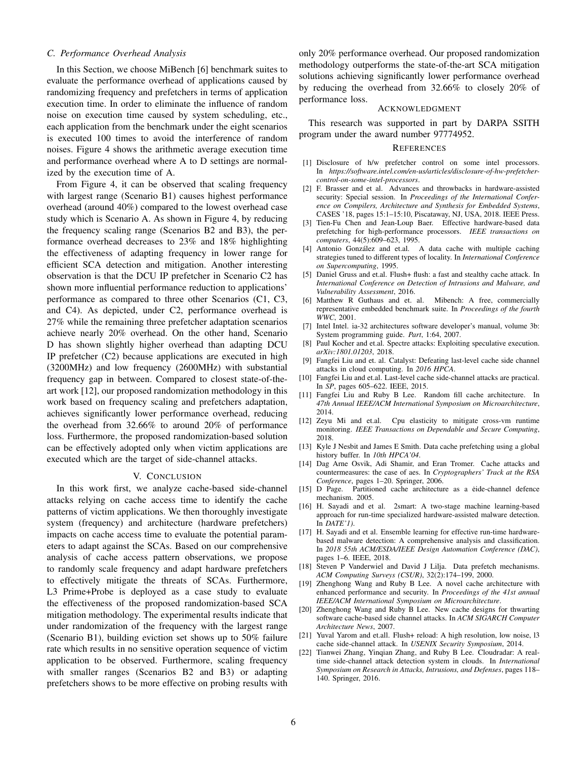### C. Performance Overhead Analysis

In this Section, we choose MiBench [6] benchmark suites to evaluate the performance overhead of applications caused by randomizing frequency and prefetchers in terms of application execution time. In order to eliminate the influence of random noise on execution time caused by system scheduling, etc., each application from the benchmark under the eight scenarios is executed 100 times to avoid the interference of random noises. Figure 4 shows the arithmetic average execution time and performance overhead where A to D settings are normalized by the execution time of A.

From Figure 4, it can be observed that scaling frequency with largest range (Scenario B1) causes highest performance overhead (around 40%) compared to the lowest overhead case study which is Scenario A. As shown in Figure 4, by reducing the frequency scaling range (Scenarios B2 and B3), the performance overhead decreases to 23% and 18% highlighting the effectiveness of adapting frequency in lower range for efficient SCA detection and mitigation. Another interesting observation is that the DCU IP prefetcher in Scenario C2 has shown more influential performance reduction to applications' performance as compared to three other Scenarios (C1, C3, and C4). As depicted, under C2, performance overhead is 27% while the remaining three prefetcher adaptation scenarios achieve nearly 20% overhead. On the other hand, Scenario D has shown slightly higher overhead than adapting DCU IP prefetcher (C2) because applications are executed in high (3200MHz) and low frequency (2600MHz) with substantial frequency gap in between. Compared to closest state-of-the-art work [12], our proposed randomization methodology in this work based on frequency scaling and prefetchers adaptation, achieves significantly lower performance overhead, reducing the overhead from 32.66% to around 20% of performance loss. Furthermore, the proposed randomization-based solution can be effectively adopted only when victim applications are executed which are the target of side-channel attacks.

## V. Conclusion

In this work first, we analyze cache-based side-channel attacks relying on cache access time to identify the cache patterns of victim applications. We then thoroughly investigate system (frequency) and architecture (hardware prefetchers) impacts on cache access time to evaluate the potential parameters to adapt against the SCAs. Based on our comprehensive analysis of cache access pattern observations, we propose to randomly scale frequency and adapt hardware prefetchers to effectively mitigate the threats of SCAs. Furthermore, L3 Prime+Probe is deployed as a case study to evaluate the effectiveness of the proposed randomization-based SCA mitigation methodology. The experimental results indicate that under randomization of the frequency with the largest range (Scenario B1), building eviction set shows up to 50% failure rate which results in no sensitive operation sequence of victim application to be observed. Furthermore, scaling frequency with smaller ranges (Scenarios B2 and B3) or adapting prefetchers shows to be more effective on probing results with only 20% performance overhead. Our proposed randomization methodology outperforms the state-of-the-art SCA mitigation solutions achieving significantly lower performance overhead by reducing the overhead from 32.66% to closely 20% of performance loss.

## Acknowledgment

This research was supported in part by DARPA SSITH program under the award number 97774952.

## References

[1] Disclosure of h/w prefetcher control on some intel processors. In *https://software.intel.com/en-us/articles/disclosure-of-hw-prefetcher-control-on-some-intel-processors*.

[2] F. Brasser and et al. Advances and throwbacks in hardware-assisted security: Special session. In *Proceedings of the International Conference on Compilers, Architecture and Synthesis for Embedded Systems*, CASES '18, pages 15:1–15:10, Piscataway, NJ, USA, 2018. IEEE Press.

[3] Tien-Fu Chen and Jean-Loup Baer. Effective hardware-based data prefetching for high-performance processors. *IEEE transactions on computers*, 44(5):609–623, 1995.

[4] Antonio González and et.al. A data cache with multiple caching strategies tuned to different types of locality. In *International Conference on Supercomputing*, 1995.

[5] Daniel Gruss and et.al. Flush+ flush: a fast and stealthy cache attack. In *International Conference on Detection of Intrusions and Malware, and Vulnerability Assessment*, 2016.

[6] Matthew R Guthaus and et. al. Mibench: A free, commercially representative embedded benchmark suite. In *Proceedings of the fourth WWC*, 2001.

[7] Intel Intel. ia-32 architectures software developer's manual, volume 3b: System programming guide. *Part*, 1:64, 2007.

[8] Paul Kocher and et.al. Spectre attacks: Exploiting speculative execution. *arXiv:1801.01203*, 2018.

[9] Fangfei Liu and et. al. Catalyst: Defeating last-level cache side channel attacks in cloud computing. In *2016 HPCA*.

[10] Fangfei Liu and et.al. Last-level cache side-channel attacks are practical. In *SP*, pages 605–622. IEEE, 2015.

[11] Fangfei Liu and Ruby B Lee. Random fill cache architecture. In *47th Annual IEEE/ACM International Symposium on Microarchitecture*, 2014.

[12] Zeyu Mi and et.al. Cpu elasticity to mitigate cross-vm runtime monitoring. *IEEE Transactions on Dependable and Secure Computing*, 2018.

[13] Kyle J Nesbit and James E Smith. Data cache prefetching using a global history buffer. In *10th HPCA'04*.

[14] Dag Arne Osvik, Adi Shamir, and Eran Tromer. Cache attacks and countermeasures: the case of aes. In *Cryptographers' Track at the RSA Conference*, pages 1–20. Springer, 2006.

[15] D Page. Partitioned cache architecture as a ėide-channel defence mechanism. 2005.

[16] H. Sayadi and et al. 2smart: A two-stage machine learning-based approach for run-time specialized hardware-assisted malware detection. In *DATE'1)*.

[17] H. Sayadi and et al. Ensemble learning for effective run-time hardware-based malware detection: A comprehensive analysis and classification. In *2018 55th ACM/ESDA/IEEE Design Automation Conference (DAC)*, pages 1–6. IEEE, 2018.

[18] Steven P Vanderwiel and David J Lilja. Data prefetch mechanisms. *ACM Computing Surveys (CSUR)*, 32(2):174–199, 2000.

[19] Zhenghong Wang and Ruby B Lee. A novel cache architecture with enhanced performance and security. In *Proceedings of the 41st annual IEEE/ACM International Symposium on Microarchitecture*.

[20] Zhenghong Wang and Ruby B Lee. New cache designs for thwarting software cache-based side channel attacks. In *ACM SIGARCH Computer Architecture News*, 2007.

[21] Yuval Yarom and et.all. Flush+ reload: A high resolution, low noise, l3 cache side-channel attack. In *USENIX Security Symposium*, 2014.

[22] Tianwei Zhang, Yinqian Zhang, and Ruby B Lee. Cloudradar: A real-time side-channel attack detection system in clouds. In *International Symposium on Research in Attacks, Intrusions, and Defenses*, pages 118–140. Springer, 2016.